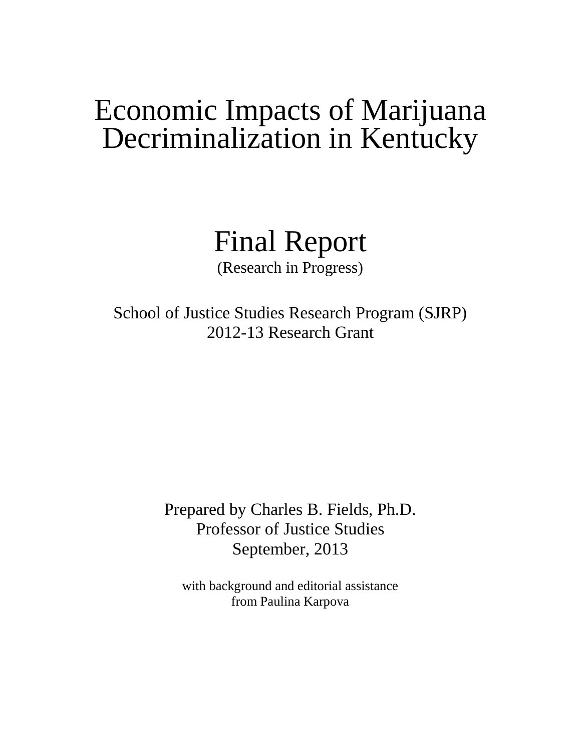# Economic Impacts of Marijuana Decriminalization in Kentucky

## Final Report

(Research in Progress)

School of Justice Studies Research Program (SJRP)
2012-13 Research Grant

Prepared by Charles B. Fields, Ph.D.
Professor of Justice Studies
September, 2013

with background and editorial assistance
from Paulina Karpova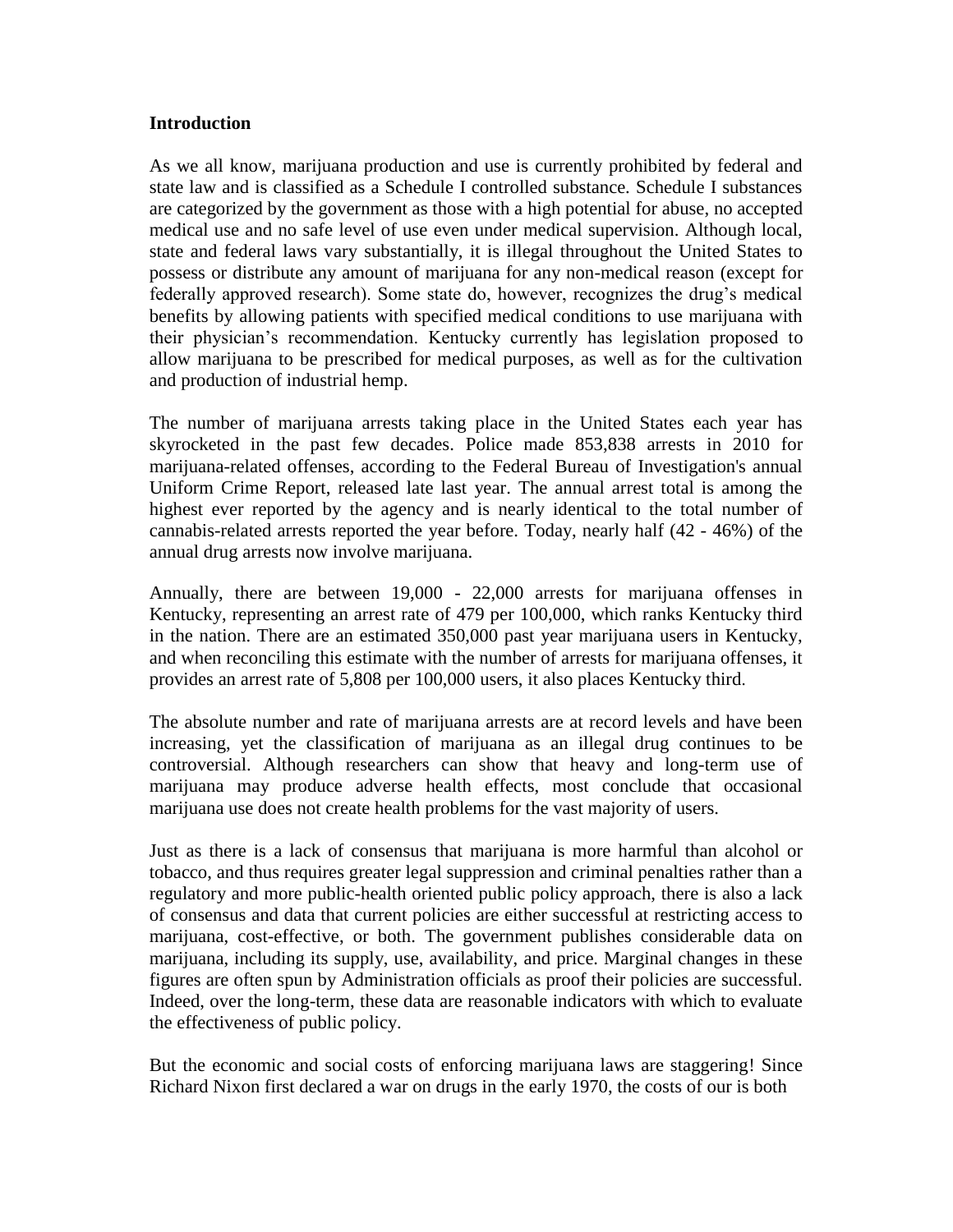**Introduction**

As we all know, marijuana production and use is currently prohibited by federal and state law and is classified as a Schedule I controlled substance. Schedule I substances are categorized by the government as those with a high potential for abuse, no accepted medical use and no safe level of use even under medical supervision. Although local, state and federal laws vary substantially, it is illegal throughout the United States to possess or distribute any amount of marijuana for any non-medical reason (except for federally approved research). Some state do, however, recognizes the drug's medical benefits by allowing patients with specified medical conditions to use marijuana with their physician's recommendation. Kentucky currently has legislation proposed to allow marijuana to be prescribed for medical purposes, as well as for the cultivation and production of industrial hemp.

The number of marijuana arrests taking place in the United States each year has skyrocketed in the past few decades. Police made 853,838 arrests in 2010 for marijuana-related offenses, according to the Federal Bureau of Investigation's annual Uniform Crime Report, released late last year. The annual arrest total is among the highest ever reported by the agency and is nearly identical to the total number of cannabis-related arrests reported the year before. Today, nearly half (42 - 46%) of the annual drug arrests now involve marijuana.

Annually, there are between 19,000 - 22,000 arrests for marijuana offenses in Kentucky, representing an arrest rate of 479 per 100,000, which ranks Kentucky third in the nation. There are an estimated 350,000 past year marijuana users in Kentucky, and when reconciling this estimate with the number of arrests for marijuana offenses, it provides an arrest rate of 5,808 per 100,000 users, it also places Kentucky third.

The absolute number and rate of marijuana arrests are at record levels and have been increasing, yet the classification of marijuana as an illegal drug continues to be controversial. Although researchers can show that heavy and long-term use of marijuana may produce adverse health effects, most conclude that occasional marijuana use does not create health problems for the vast majority of users.

Just as there is a lack of consensus that marijuana is more harmful than alcohol or tobacco, and thus requires greater legal suppression and criminal penalties rather than a regulatory and more public-health oriented public policy approach, there is also a lack of consensus and data that current policies are either successful at restricting access to marijuana, cost-effective, or both. The government publishes considerable data on marijuana, including its supply, use, availability, and price. Marginal changes in these figures are often spun by Administration officials as proof their policies are successful. Indeed, over the long-term, these data are reasonable indicators with which to evaluate the effectiveness of public policy.

But the economic and social costs of enforcing marijuana laws are staggering! Since Richard Nixon first declared a war on drugs in the early 1970, the costs of our is both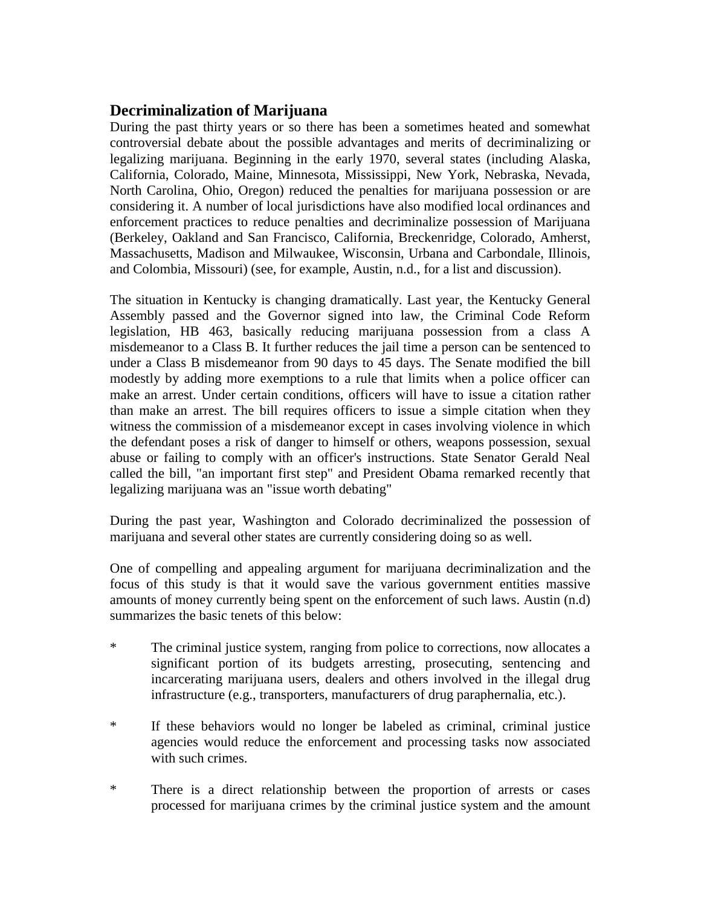## Decriminalization of Marijuana

During the past thirty years or so there has been a sometimes heated and somewhat controversial debate about the possible advantages and merits of decriminalizing or legalizing marijuana. Beginning in the early 1970, several states (including Alaska, California, Colorado, Maine, Minnesota, Mississippi, New York, Nebraska, Nevada, North Carolina, Ohio, Oregon) reduced the penalties for marijuana possession or are considering it. A number of local jurisdictions have also modified local ordinances and enforcement practices to reduce penalties and decriminalize possession of Marijuana (Berkeley, Oakland and San Francisco, California, Breckenridge, Colorado, Amherst, Massachusetts, Madison and Milwaukee, Wisconsin, Urbana and Carbondale, Illinois, and Colombia, Missouri) (see, for example, Austin, n.d., for a list and discussion).

The situation in Kentucky is changing dramatically. Last year, the Kentucky General Assembly passed and the Governor signed into law, the Criminal Code Reform legislation, HB 463, basically reducing marijuana possession from a class A misdemeanor to a Class B. It further reduces the jail time a person can be sentenced to under a Class B misdemeanor from 90 days to 45 days. The Senate modified the bill modestly by adding more exemptions to a rule that limits when a police officer can make an arrest. Under certain conditions, officers will have to issue a citation rather than make an arrest. The bill requires officers to issue a simple citation when they witness the commission of a misdemeanor except in cases involving violence in which the defendant poses a risk of danger to himself or others, weapons possession, sexual abuse or failing to comply with an officer's instructions. State Senator Gerald Neal called the bill, "an important first step" and President Obama remarked recently that legalizing marijuana was an "issue worth debating"

During the past year, Washington and Colorado decriminalized the possession of marijuana and several other states are currently considering doing so as well.

One of compelling and appealing argument for marijuana decriminalization and the focus of this study is that it would save the various government entities massive amounts of money currently being spent on the enforcement of such laws. Austin (n.d) summarizes the basic tenets of this below:

* The criminal justice system, ranging from police to corrections, now allocates a significant portion of its budgets arresting, prosecuting, sentencing and incarcerating marijuana users, dealers and others involved in the illegal drug infrastructure (e.g., transporters, manufacturers of drug paraphernalia, etc.).

* If these behaviors would no longer be labeled as criminal, criminal justice agencies would reduce the enforcement and processing tasks now associated with such crimes.

* There is a direct relationship between the proportion of arrests or cases processed for marijuana crimes by the criminal justice system and the amount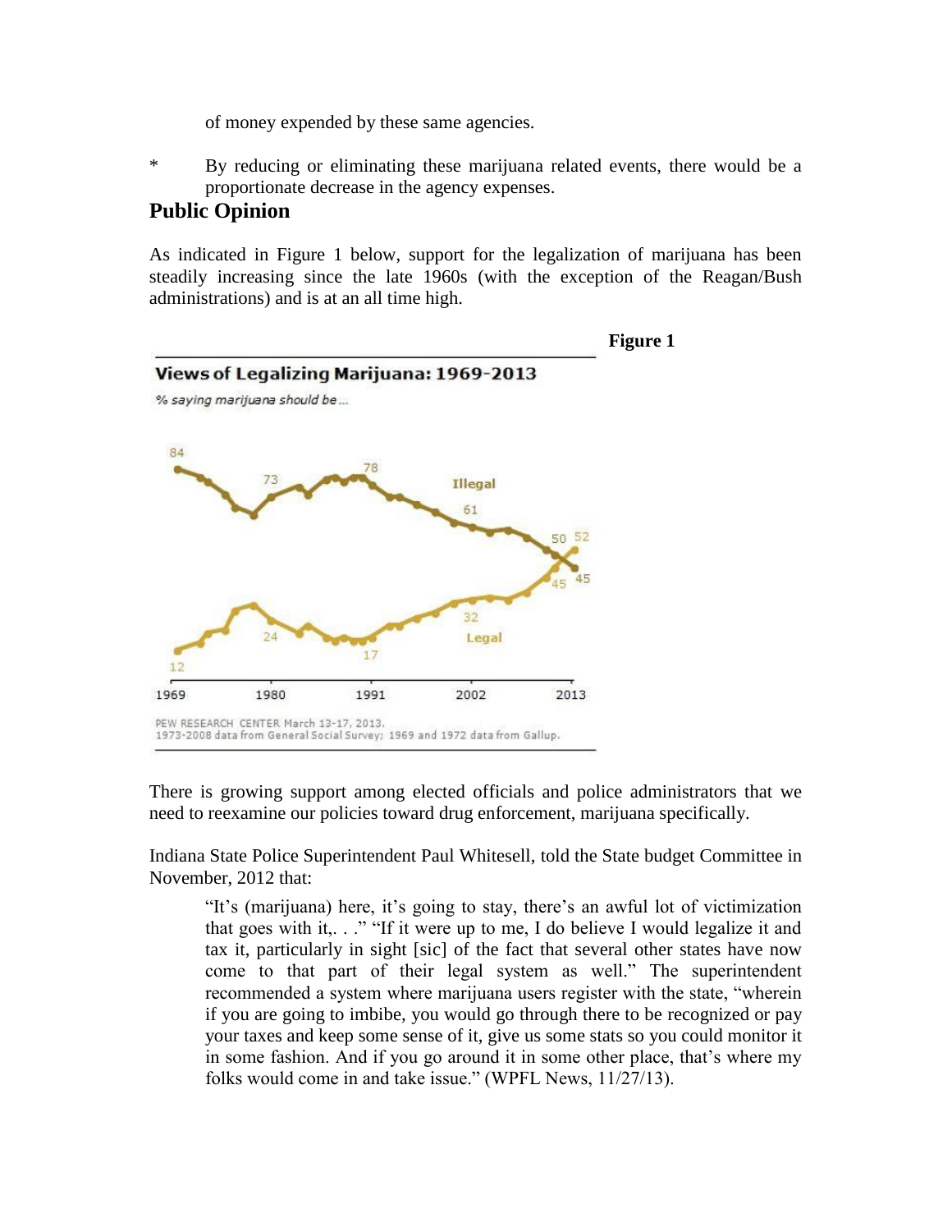of money expended by these same agencies.

\* By reducing or eliminating these marijuana related events, there would be a proportionate decrease in the agency expenses.

## Public Opinion

As indicated in Figure 1 below, support for the legalization of marijuana has been steadily increasing since the late 1960s (with the exception of the Reagan/Bush administrations) and is at an all time high.

**Figure 1**

**Views of Legalizing Marijuana: 1969-2013**

*% saying marijuana should be...*

PEW RESEARCH CENTER March 13-17, 2013.
1973-2008 data from General Social Survey; 1969 and 1972 data from Gallup.

There is growing support among elected officials and police administrators that we need to reexamine our policies toward drug enforcement, marijuana specifically.

Indiana State Police Superintendent Paul Whitesell, told the State budget Committee in November, 2012 that:

> "It's (marijuana) here, it's going to stay, there's an awful lot of victimization that goes with it,. . ." "If it were up to me, I do believe I would legalize it and tax it, particularly in sight [sic] of the fact that several other states have now come to that part of their legal system as well." The superintendent recommended a system where marijuana users register with the state, "wherein if you are going to imbibe, you would go through there to be recognized or pay your taxes and keep some sense of it, give us some stats so you could monitor it in some fashion. And if you go around it in some other place, that's where my folks would come in and take issue." (WPFL News, 11/27/13).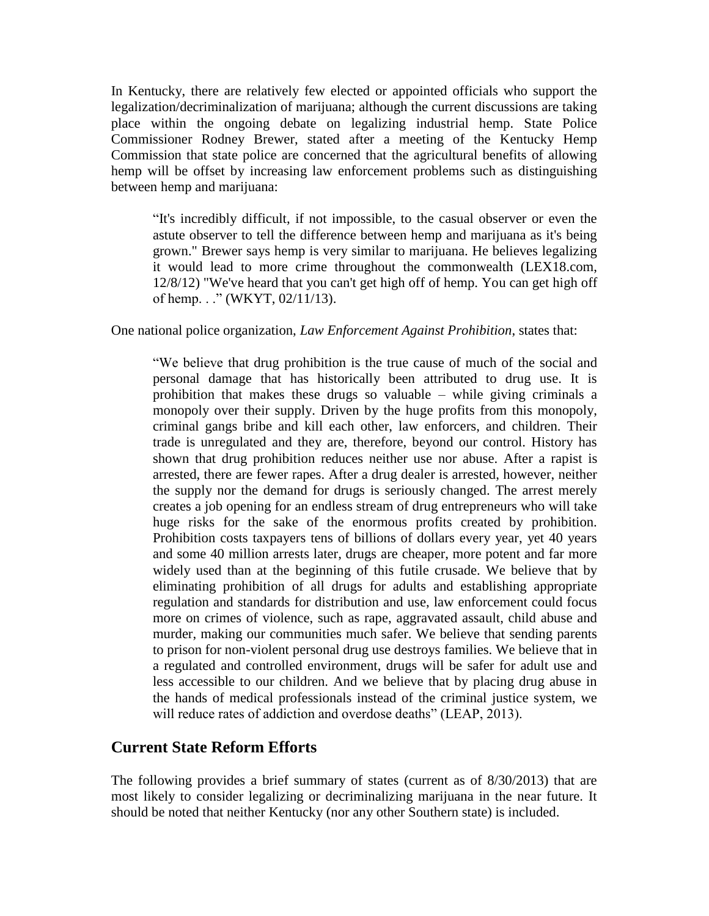In Kentucky, there are relatively few elected or appointed officials who support the legalization/decriminalization of marijuana; although the current discussions are taking place within the ongoing debate on legalizing industrial hemp. State Police Commissioner Rodney Brewer, stated after a meeting of the Kentucky Hemp Commission that state police are concerned that the agricultural benefits of allowing hemp will be offset by increasing law enforcement problems such as distinguishing between hemp and marijuana:

> "It's incredibly difficult, if not impossible, to the casual observer or even the astute observer to tell the difference between hemp and marijuana as it's being grown." Brewer says hemp is very similar to marijuana. He believes legalizing it would lead to more crime throughout the commonwealth (LEX18.com, 12/8/12) "We've heard that you can't get high off of hemp. You can get high off of hemp. . ." (WKYT, 02/11/13).

One national police organization, *Law Enforcement Against Prohibition*, states that:

> "We believe that drug prohibition is the true cause of much of the social and personal damage that has historically been attributed to drug use. It is prohibition that makes these drugs so valuable – while giving criminals a monopoly over their supply. Driven by the huge profits from this monopoly, criminal gangs bribe and kill each other, law enforcers, and children. Their trade is unregulated and they are, therefore, beyond our control. History has shown that drug prohibition reduces neither use nor abuse. After a rapist is arrested, there are fewer rapes. After a drug dealer is arrested, however, neither the supply nor the demand for drugs is seriously changed. The arrest merely creates a job opening for an endless stream of drug entrepreneurs who will take huge risks for the sake of the enormous profits created by prohibition. Prohibition costs taxpayers tens of billions of dollars every year, yet 40 years and some 40 million arrests later, drugs are cheaper, more potent and far more widely used than at the beginning of this futile crusade. We believe that by eliminating prohibition of all drugs for adults and establishing appropriate regulation and standards for distribution and use, law enforcement could focus more on crimes of violence, such as rape, aggravated assault, child abuse and murder, making our communities much safer. We believe that sending parents to prison for non-violent personal drug use destroys families. We believe that in a regulated and controlled environment, drugs will be safer for adult use and less accessible to our children. And we believe that by placing drug abuse in the hands of medical professionals instead of the criminal justice system, we will reduce rates of addiction and overdose deaths" (LEAP, 2013).

## Current State Reform Efforts

The following provides a brief summary of states (current as of 8/30/2013) that are most likely to consider legalizing or decriminalizing marijuana in the near future. It should be noted that neither Kentucky (nor any other Southern state) is included.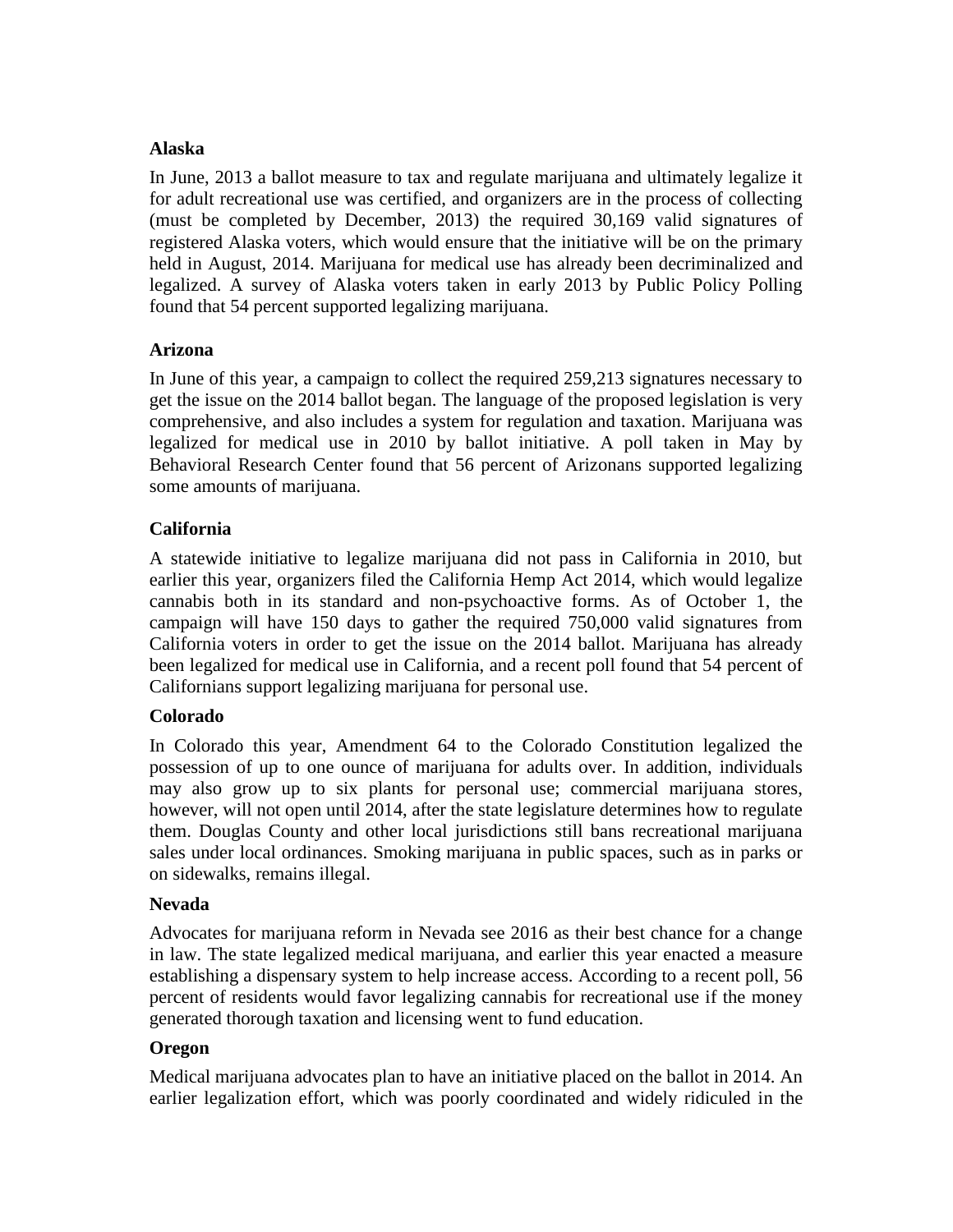**Alaska**

In June, 2013 a ballot measure to tax and regulate marijuana and ultimately legalize it for adult recreational use was certified, and organizers are in the process of collecting (must be completed by December, 2013) the required 30,169 valid signatures of registered Alaska voters, which would ensure that the initiative will be on the primary held in August, 2014. Marijuana for medical use has already been decriminalized and legalized. A survey of Alaska voters taken in early 2013 by Public Policy Polling found that 54 percent supported legalizing marijuana.

**Arizona**

In June of this year, a campaign to collect the required 259,213 signatures necessary to get the issue on the 2014 ballot began. The language of the proposed legislation is very comprehensive, and also includes a system for regulation and taxation. Marijuana was legalized for medical use in 2010 by ballot initiative. A poll taken in May by Behavioral Research Center found that 56 percent of Arizonans supported legalizing some amounts of marijuana.

**California**

A statewide initiative to legalize marijuana did not pass in California in 2010, but earlier this year, organizers filed the California Hemp Act 2014, which would legalize cannabis both in its standard and non-psychoactive forms. As of October 1, the campaign will have 150 days to gather the required 750,000 valid signatures from California voters in order to get the issue on the 2014 ballot. Marijuana has already been legalized for medical use in California, and a recent poll found that 54 percent of Californians support legalizing marijuana for personal use.

**Colorado**

In Colorado this year, Amendment 64 to the Colorado Constitution legalized the possession of up to one ounce of marijuana for adults over. In addition, individuals may also grow up to six plants for personal use; commercial marijuana stores, however, will not open until 2014, after the state legislature determines how to regulate them. Douglas County and other local jurisdictions still bans recreational marijuana sales under local ordinances. Smoking marijuana in public spaces, such as in parks or on sidewalks, remains illegal.

**Nevada**

Advocates for marijuana reform in Nevada see 2016 as their best chance for a change in law. The state legalized medical marijuana, and earlier this year enacted a measure establishing a dispensary system to help increase access. According to a recent poll, 56 percent of residents would favor legalizing cannabis for recreational use if the money generated thorough taxation and licensing went to fund education.

**Oregon**

Medical marijuana advocates plan to have an initiative placed on the ballot in 2014. An earlier legalization effort, which was poorly coordinated and widely ridiculed in the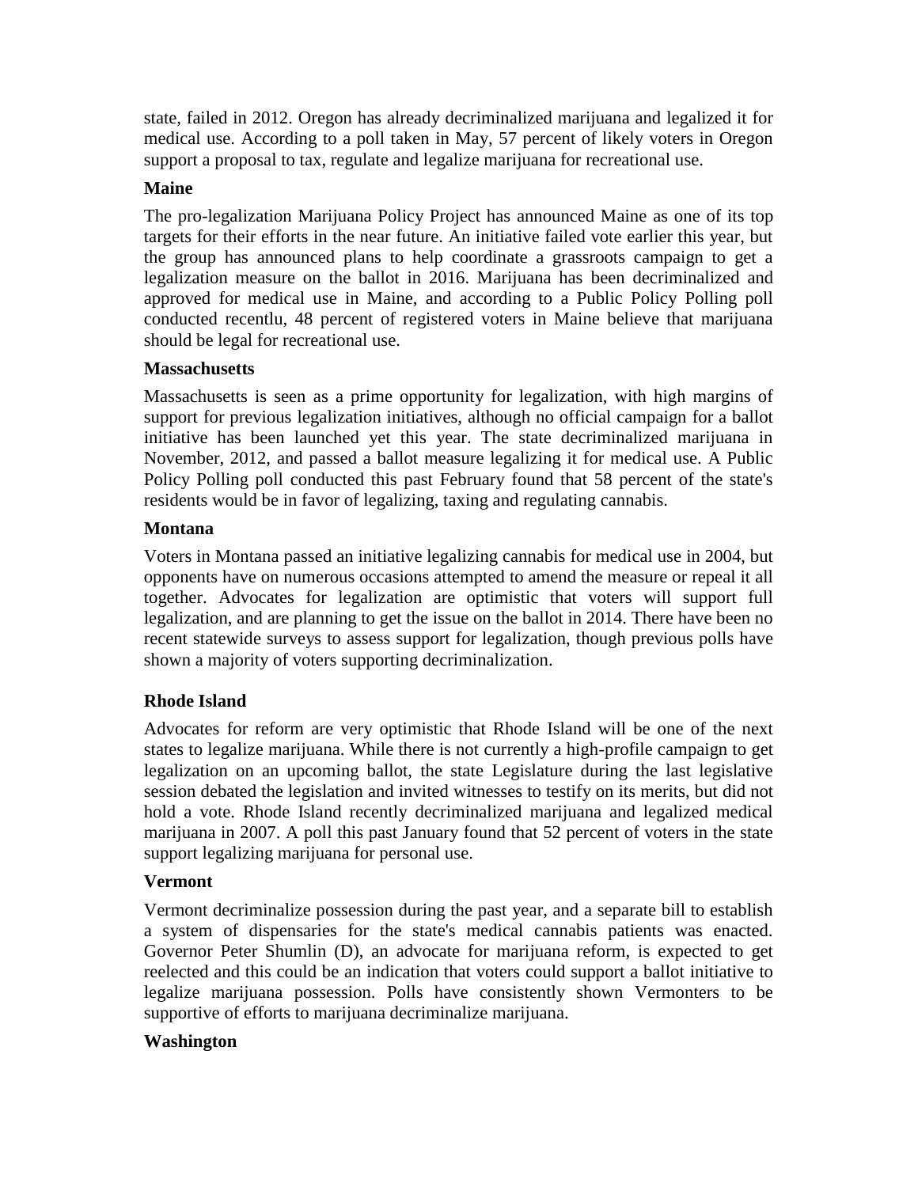state, failed in 2012. Oregon has already decriminalized marijuana and legalized it for medical use. According to a poll taken in May, 57 percent of likely voters in Oregon support a proposal to tax, regulate and legalize marijuana for recreational use.

**Maine**

The pro-legalization Marijuana Policy Project has announced Maine as one of its top targets for their efforts in the near future. An initiative failed vote earlier this year, but the group has announced plans to help coordinate a grassroots campaign to get a legalization measure on the ballot in 2016. Marijuana has been decriminalized and approved for medical use in Maine, and according to a Public Policy Polling poll conducted recentlu, 48 percent of registered voters in Maine believe that marijuana should be legal for recreational use.

**Massachusetts**

Massachusetts is seen as a prime opportunity for legalization, with high margins of support for previous legalization initiatives, although no official campaign for a ballot initiative has been launched yet this year. The state decriminalized marijuana in November, 2012, and passed a ballot measure legalizing it for medical use. A Public Policy Polling poll conducted this past February found that 58 percent of the state's residents would be in favor of legalizing, taxing and regulating cannabis.

**Montana**

Voters in Montana passed an initiative legalizing cannabis for medical use in 2004, but opponents have on numerous occasions attempted to amend the measure or repeal it all together. Advocates for legalization are optimistic that voters will support full legalization, and are planning to get the issue on the ballot in 2014. There have been no recent statewide surveys to assess support for legalization, though previous polls have shown a majority of voters supporting decriminalization.

**Rhode Island**

Advocates for reform are very optimistic that Rhode Island will be one of the next states to legalize marijuana. While there is not currently a high-profile campaign to get legalization on an upcoming ballot, the state Legislature during the last legislative session debated the legislation and invited witnesses to testify on its merits, but did not hold a vote. Rhode Island recently decriminalized marijuana and legalized medical marijuana in 2007. A poll this past January found that 52 percent of voters in the state support legalizing marijuana for personal use.

**Vermont**

Vermont decriminalize possession during the past year, and a separate bill to establish a system of dispensaries for the state's medical cannabis patients was enacted. Governor Peter Shumlin (D), an advocate for marijuana reform, is expected to get reelected and this could be an indication that voters could support a ballot initiative to legalize marijuana possession. Polls have consistently shown Vermonters to be supportive of efforts to marijuana decriminalize marijuana.

**Washington**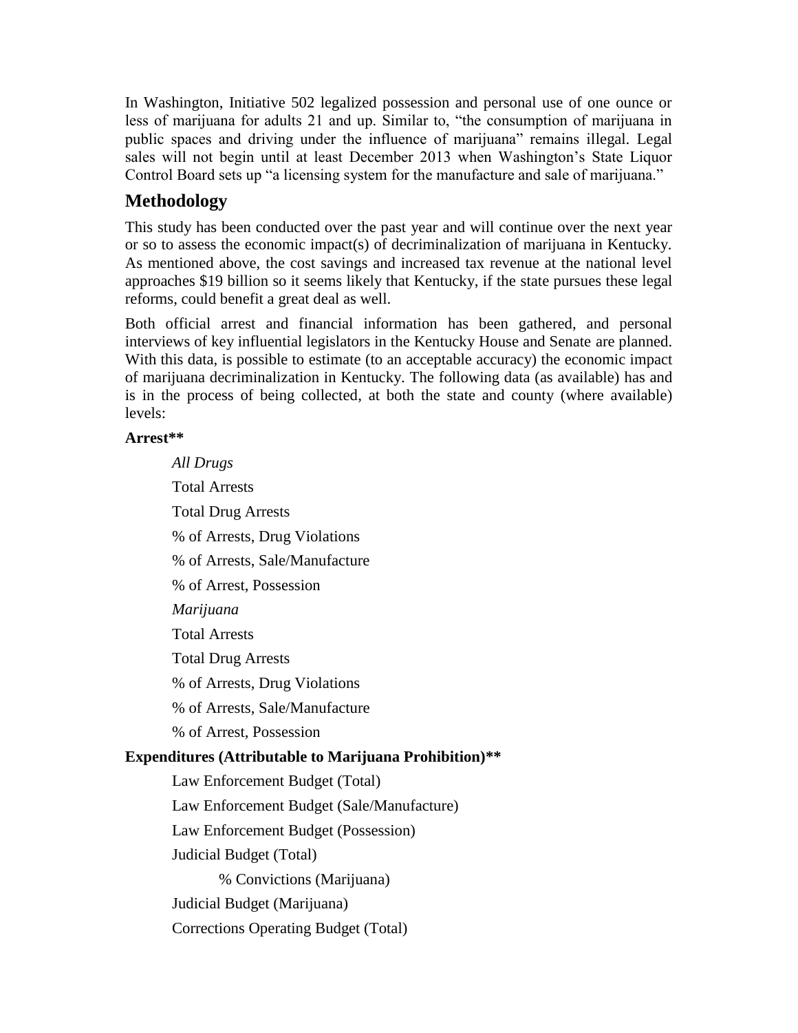In Washington, Initiative 502 legalized possession and personal use of one ounce or less of marijuana for adults 21 and up. Similar to, "the consumption of marijuana in public spaces and driving under the influence of marijuana" remains illegal. Legal sales will not begin until at least December 2013 when Washington's State Liquor Control Board sets up "a licensing system for the manufacture and sale of marijuana."

## Methodology

This study has been conducted over the past year and will continue over the next year or so to assess the economic impact(s) of decriminalization of marijuana in Kentucky. As mentioned above, the cost savings and increased tax revenue at the national level approaches $19 billion so it seems likely that Kentucky, if the state pursues these legal reforms, could benefit a great deal as well.

Both official arrest and financial information has been gathered, and personal interviews of key influential legislators in the Kentucky House and Senate are planned. With this data, is possible to estimate (to an acceptable accuracy) the economic impact of marijuana decriminalization in Kentucky. The following data (as available) has and is in the process of being collected, at both the state and county (where available) levels:

**Arrest****

*All Drugs*

Total Arrests

Total Drug Arrests

% of Arrests, Drug Violations

% of Arrests, Sale/Manufacture

% of Arrest, Possession

*Marijuana*

Total Arrests

Total Drug Arrests

% of Arrests, Drug Violations

% of Arrests, Sale/Manufacture

% of Arrest, Possession

**Expenditures (Attributable to Marijuana Prohibition)****

Law Enforcement Budget (Total)

Law Enforcement Budget (Sale/Manufacture)

Law Enforcement Budget (Possession)

Judicial Budget (Total)

% Convictions (Marijuana)

Judicial Budget (Marijuana)

Corrections Operating Budget (Total)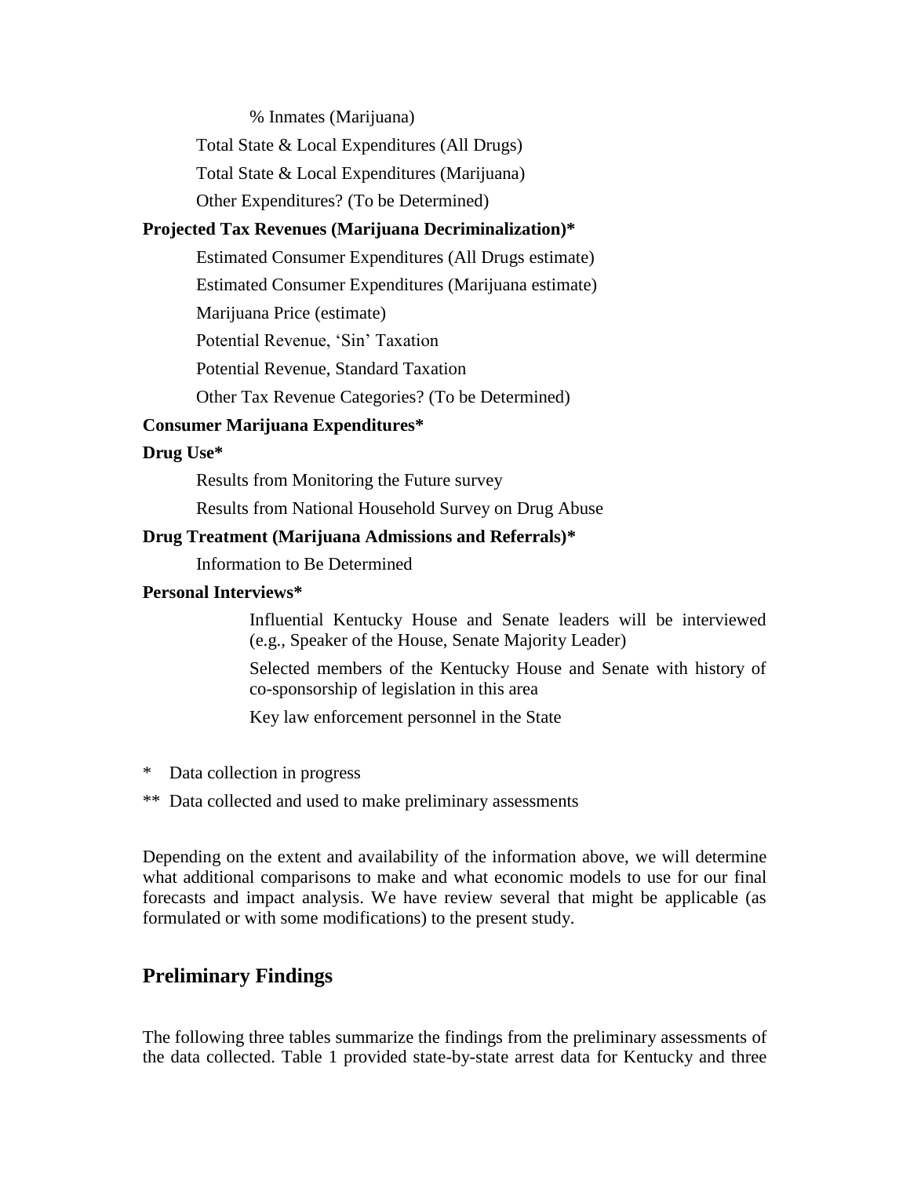% Inmates (Marijuana)

Total State & Local Expenditures (All Drugs)

Total State & Local Expenditures (Marijuana)

Other Expenditures? (To be Determined)

**Projected Tax Revenues (Marijuana Decriminalization)***

Estimated Consumer Expenditures (All Drugs estimate)

Estimated Consumer Expenditures (Marijuana estimate)

Marijuana Price (estimate)

Potential Revenue, 'Sin' Taxation

Potential Revenue, Standard Taxation

Other Tax Revenue Categories? (To be Determined)

**Consumer Marijuana Expenditures***

**Drug Use***

Results from Monitoring the Future survey

Results from National Household Survey on Drug Abuse

**Drug Treatment (Marijuana Admissions and Referrals)***

Information to Be Determined

**Personal Interviews***

Influential Kentucky House and Senate leaders will be interviewed (e.g., Speaker of the House, Senate Majority Leader)

Selected members of the Kentucky House and Senate with history of co-sponsorship of legislation in this area

Key law enforcement personnel in the State

\* Data collection in progress

\*\* Data collected and used to make preliminary assessments

Depending on the extent and availability of the information above, we will determine what additional comparisons to make and what economic models to use for our final forecasts and impact analysis. We have review several that might be applicable (as formulated or with some modifications) to the present study.

## Preliminary Findings

The following three tables summarize the findings from the preliminary assessments of the data collected. Table 1 provided state-by-state arrest data for Kentucky and three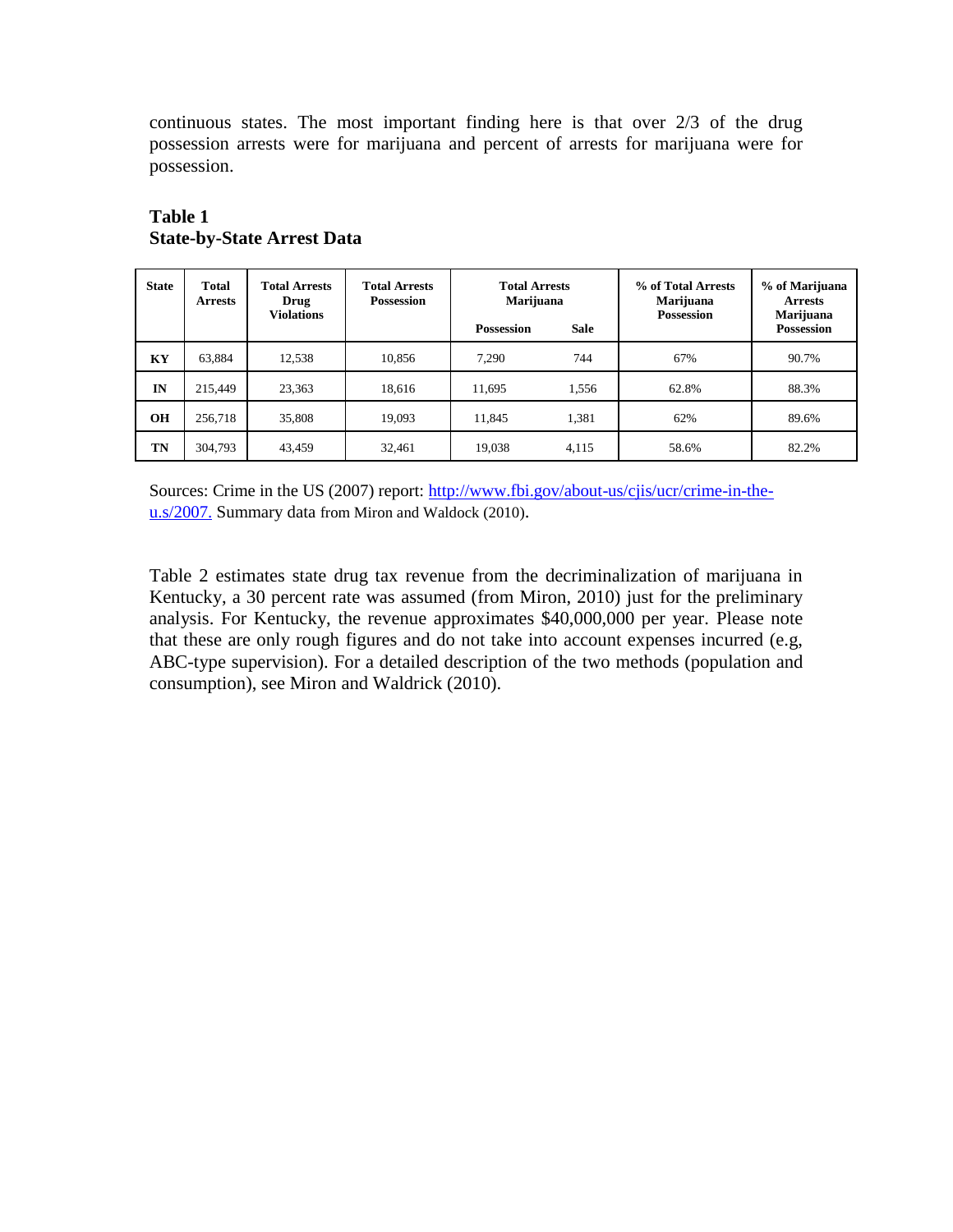continuous states. The most important finding here is that over 2/3 of the drug possession arrests were for marijuana and percent of arrests for marijuana were for possession.

**Table 1**
**State-by-State Arrest Data**

| State | Total Arrests | Total Arrests Drug Violations | Total Arrests Possession | Total Arrests Marijuana | | % of Total Arrests Marijuana Possession | % of Marijuana Arrests Marijuana Possession |
|---|---|---|---|---|---|---|---|
| | | | | Possession | Sale | | |
| KY | 63,884 | 12,538 | 10,856 | 7,290 | 744 | 67% | 90.7% |
| IN | 215,449 | 23,363 | 18,616 | 11,695 | 1,556 | 62.8% | 88.3% |
| OH | 256,718 | 35,808 | 19,093 | 11,845 | 1,381 | 62% | 89.6% |
| TN | 304,793 | 43,459 | 32,461 | 19,038 | 4,115 | 58.6% | 82.2% |

Sources: Crime in the US (2007) report: [http://www.fbi.gov/about-us/cjis/ucr/crime-in-the-u.s/2007.](http://www.fbi.gov/about-us/cjis/ucr/crime-in-the-u.s/2007) Summary data from Miron and Waldock (2010).

Table 2 estimates state drug tax revenue from the decriminalization of marijuana in Kentucky, a 30 percent rate was assumed (from Miron, 2010) just for the preliminary analysis. For Kentucky, the revenue approximates $40,000,000 per year. Please note that these are only rough figures and do not take into account expenses incurred (e.g, ABC-type supervision). For a detailed description of the two methods (population and consumption), see Miron and Waldrick (2010).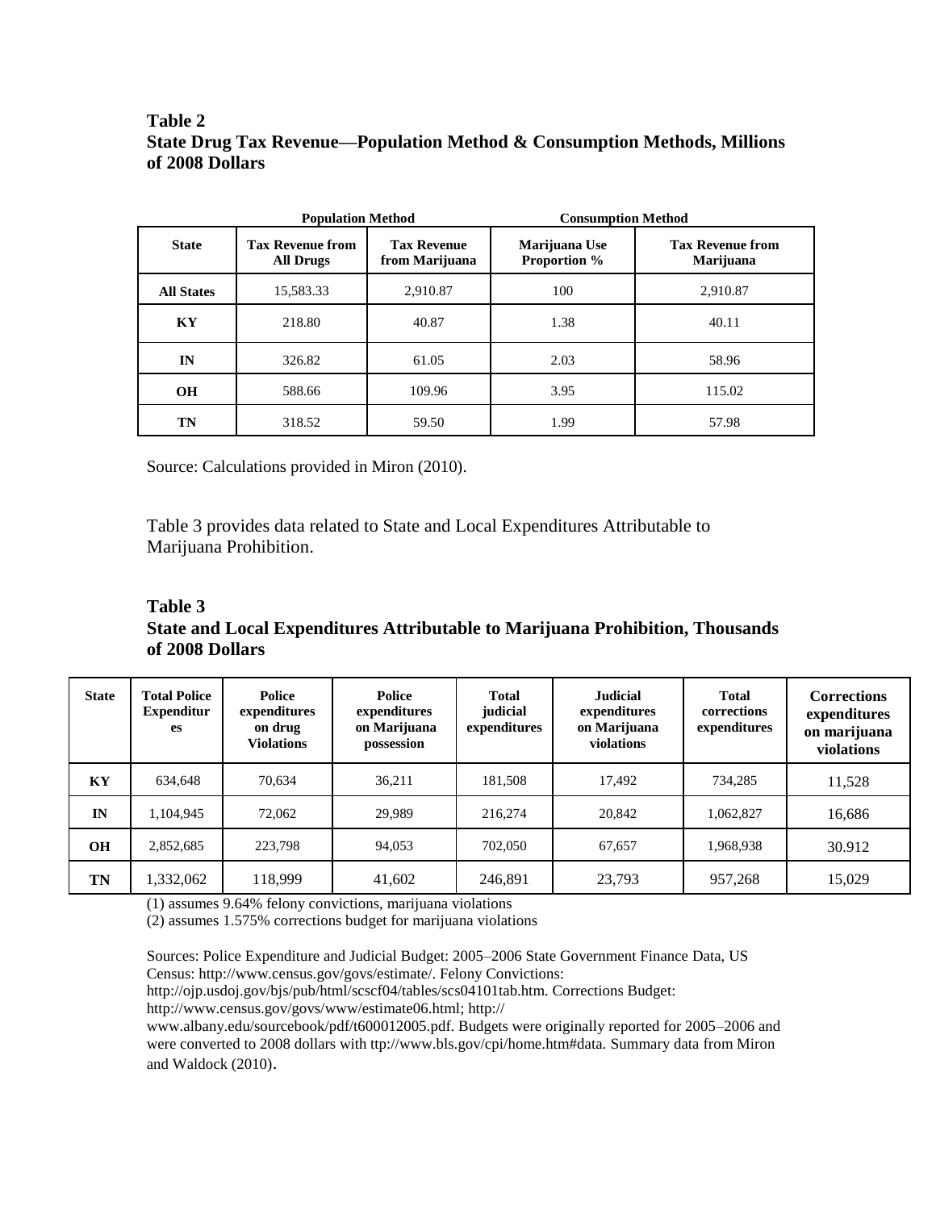**Table 2**
**State Drug Tax Revenue—Population Method & Consumption Methods, Millions of 2008 Dollars**

| | Population Method | | Consumption Method | |
|---|---|---|---|---|
| **State** | **Tax Revenue from All Drugs** | **Tax Revenue from Marijuana** | **Marijuana Use Proportion %** | **Tax Revenue from Marijuana** |
| **All States** | 15,583.33 | 2,910.87 | 100 | 2,910.87 |
| **KY** | 218.80 | 40.87 | 1.38 | 40.11 |
| **IN** | 326.82 | 61.05 | 2.03 | 58.96 |
| **OH** | 588.66 | 109.96 | 3.95 | 115.02 |
| **TN** | 318.52 | 59.50 | 1.99 | 57.98 |

Source: Calculations provided in Miron (2010).

Table 3 provides data related to State and Local Expenditures Attributable to Marijuana Prohibition.

**Table 3**
**State and Local Expenditures Attributable to Marijuana Prohibition, Thousands of 2008 Dollars**

| State | Total Police Expenditures | Police expenditures on drug Violations | Police expenditures on Marijuana possession | Total judicial expenditures | Judicial expenditures on Marijuana violations | Total corrections expenditures | Corrections expenditures on marijuana violations |
|---|---|---|---|---|---|---|---|
| **KY** | 634,648 | 70,634 | 36,211 | 181,508 | 17,492 | 734,285 | 11,528 |
| **IN** | 1,104,945 | 72,062 | 29,989 | 216,274 | 20,842 | 1,062,827 | 16,686 |
| **OH** | 2,852,685 | 223,798 | 94,053 | 702,050 | 67,657 | 1,968,938 | 30.912 |
| **TN** | 1,332,062 | 118,999 | 41,602 | 246,891 | 23,793 | 957,268 | 15,029 |

(1) assumes 9.64% felony convictions, marijuana violations
(2) assumes 1.575% corrections budget for marijuana violations

Sources: Police Expenditure and Judicial Budget: 2005–2006 State Government Finance Data, US Census: http://www.census.gov/govs/estimate/. Felony Convictions: http://ojp.usdoj.gov/bjs/pub/html/scscf04/tables/scs04101tab.htm. Corrections Budget: http://www.census.gov/govs/www/estimate06.html; http:// www.albany.edu/sourcebook/pdf/t600012005.pdf. Budgets were originally reported for 2005–2006 and were converted to 2008 dollars with ttp://www.bls.gov/cpi/home.htm#data. Summary data from Miron and Waldock (2010).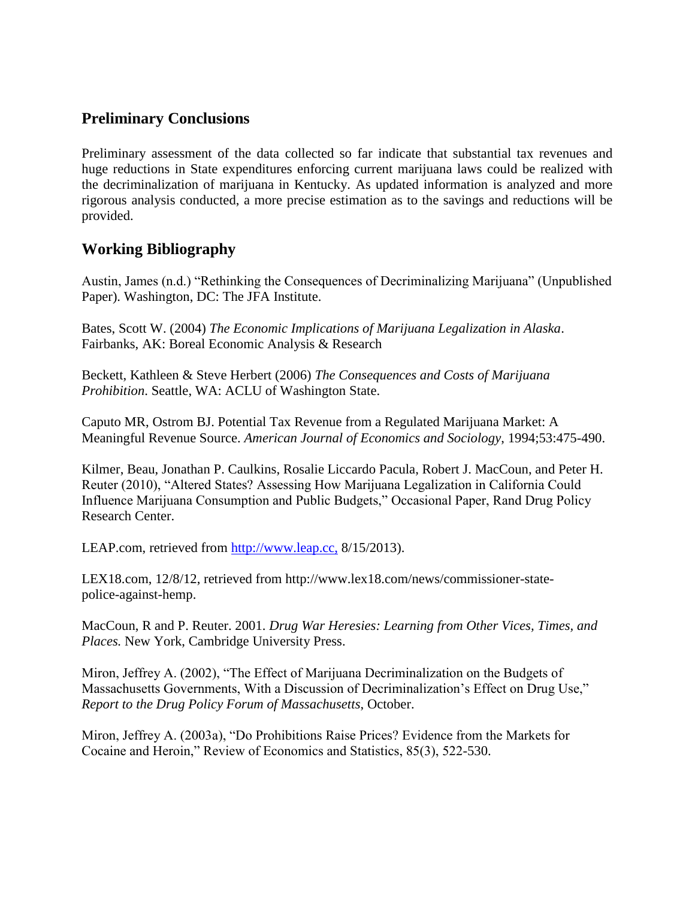## Preliminary Conclusions

Preliminary assessment of the data collected so far indicate that substantial tax revenues and huge reductions in State expenditures enforcing current marijuana laws could be realized with the decriminalization of marijuana in Kentucky. As updated information is analyzed and more rigorous analysis conducted, a more precise estimation as to the savings and reductions will be provided.

## Working Bibliography

Austin, James (n.d.) "Rethinking the Consequences of Decriminalizing Marijuana" (Unpublished Paper). Washington, DC: The JFA Institute.

Bates, Scott W. (2004) *The Economic Implications of Marijuana Legalization in Alaska*. Fairbanks, AK: Boreal Economic Analysis & Research

Beckett, Kathleen & Steve Herbert (2006) *The Consequences and Costs of Marijuana Prohibition*. Seattle, WA: ACLU of Washington State.

Caputo MR, Ostrom BJ. Potential Tax Revenue from a Regulated Marijuana Market: A Meaningful Revenue Source. *American Journal of Economics and Sociology*, 1994;53:475-490.

Kilmer, Beau, Jonathan P. Caulkins, Rosalie Liccardo Pacula, Robert J. MacCoun, and Peter H. Reuter (2010), "Altered States? Assessing How Marijuana Legalization in California Could Influence Marijuana Consumption and Public Budgets," Occasional Paper, Rand Drug Policy Research Center.

LEAP.com, retrieved from [http://www.leap.cc,](http://www.leap.cc) 8/15/2013).

LEX18.com, 12/8/12, retrieved from http://www.lex18.com/news/commissioner-state-police-against-hemp.

MacCoun, R and P. Reuter. 2001. *Drug War Heresies: Learning from Other Vices, Times, and Places.* New York, Cambridge University Press.

Miron, Jeffrey A. (2002), "The Effect of Marijuana Decriminalization on the Budgets of Massachusetts Governments, With a Discussion of Decriminalization's Effect on Drug Use," *Report to the Drug Policy Forum of Massachusetts*, October.

Miron, Jeffrey A. (2003a), "Do Prohibitions Raise Prices? Evidence from the Markets for Cocaine and Heroin," Review of Economics and Statistics, 85(3), 522-530.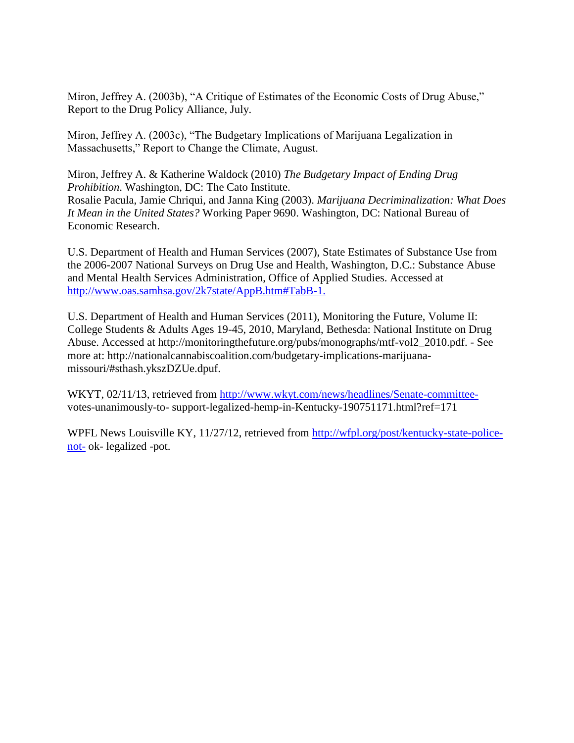Miron, Jeffrey A. (2003b), "A Critique of Estimates of the Economic Costs of Drug Abuse," Report to the Drug Policy Alliance, July.

Miron, Jeffrey A. (2003c), "The Budgetary Implications of Marijuana Legalization in Massachusetts," Report to Change the Climate, August.

Miron, Jeffrey A. & Katherine Waldock (2010) *The Budgetary Impact of Ending Drug Prohibition*. Washington, DC: The Cato Institute.
Rosalie Pacula, Jamie Chriqui, and Janna King (2003). *Marijuana Decriminalization: What Does It Mean in the United States?* Working Paper 9690. Washington, DC: National Bureau of Economic Research.

U.S. Department of Health and Human Services (2007), State Estimates of Substance Use from the 2006-2007 National Surveys on Drug Use and Health, Washington, D.C.: Substance Abuse and Mental Health Services Administration, Office of Applied Studies. Accessed at http://www.oas.samhsa.gov/2k7state/AppB.htm#TabB-1.

U.S. Department of Health and Human Services (2011), Monitoring the Future, Volume II: College Students & Adults Ages 19-45, 2010, Maryland, Bethesda: National Institute on Drug Abuse. Accessed at http://monitoringthefuture.org/pubs/monographs/mtf-vol2_2010.pdf. - See more at: http://nationalcannabiscoalition.com/budgetary-implications-marijuana-missouri/#sthash.ykszDZUe.dpuf.

WKYT, 02/11/13, retrieved from http://www.wkyt.com/news/headlines/Senate-committee-votes-unanimously-to- support-legalized-hemp-in-Kentucky-190751171.html?ref=171

WPFL News Louisville KY, 11/27/12, retrieved from http://wfpl.org/post/kentucky-state-police-not- ok- legalized -pot.